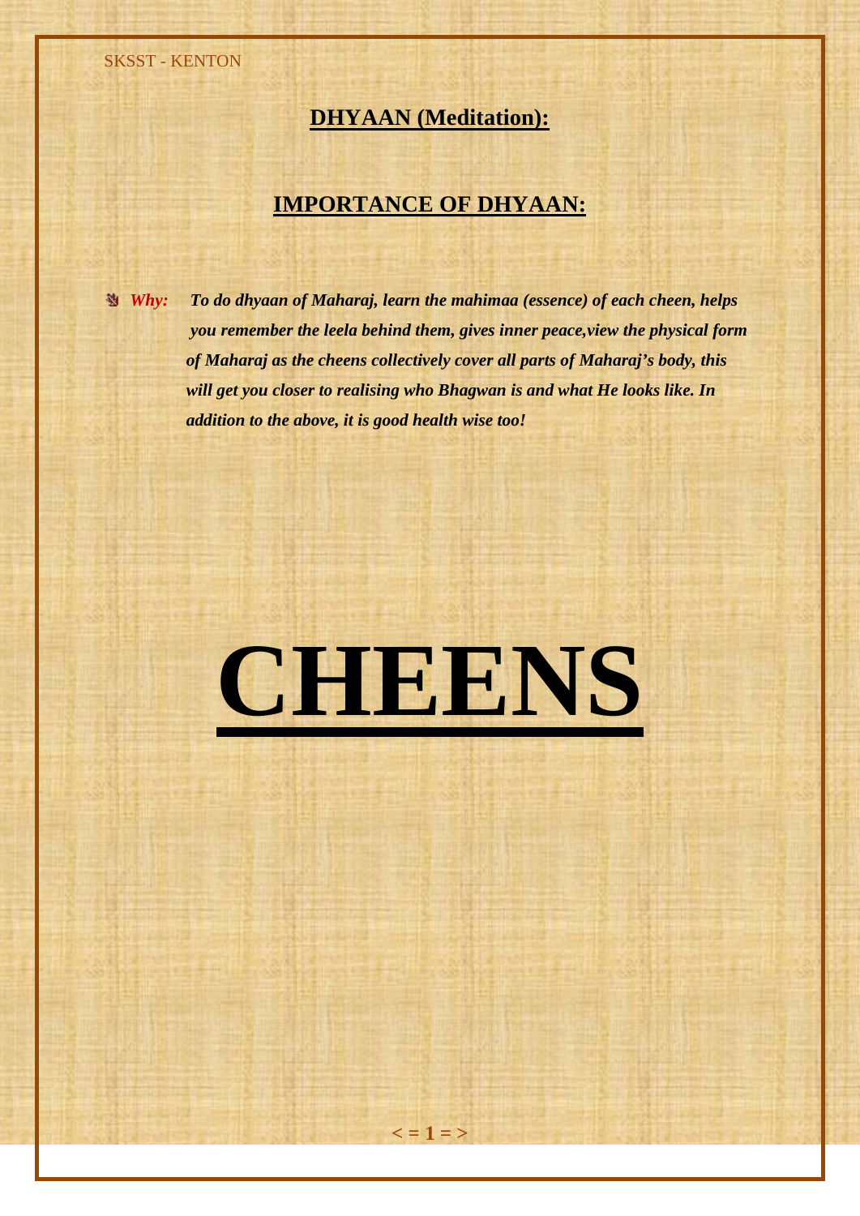# DHYAAN (Meditation):

## IMPORTANCE OF DHYAAN:

- ***Why:*** ***To do dhyaan of Maharaj, learn the mahimaa (essence) of each cheen, helps you remember the leela behind them, gives inner peace,view the physical form of Maharaj as the cheens collectively cover all parts of Maharaj's body, this will get you closer to realising who Bhagwan is and what He looks like. In addition to the above, it is good health wise too!***

# CHEENS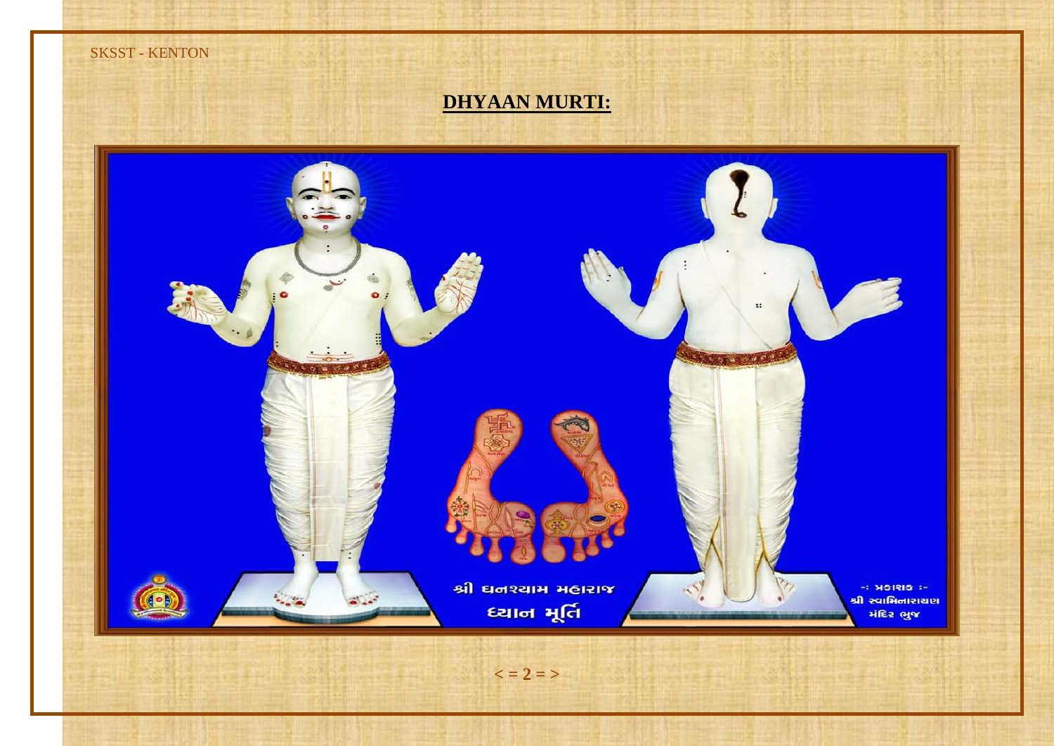## DHYAAN MURTI:

શ્રી ઘનશ્યામ મહારાજ

ધ્યાન મૂર્તિ

-: પ્રકાશક :-
શ્રી સ્વામિનારાયણ
મંદિર ભુજ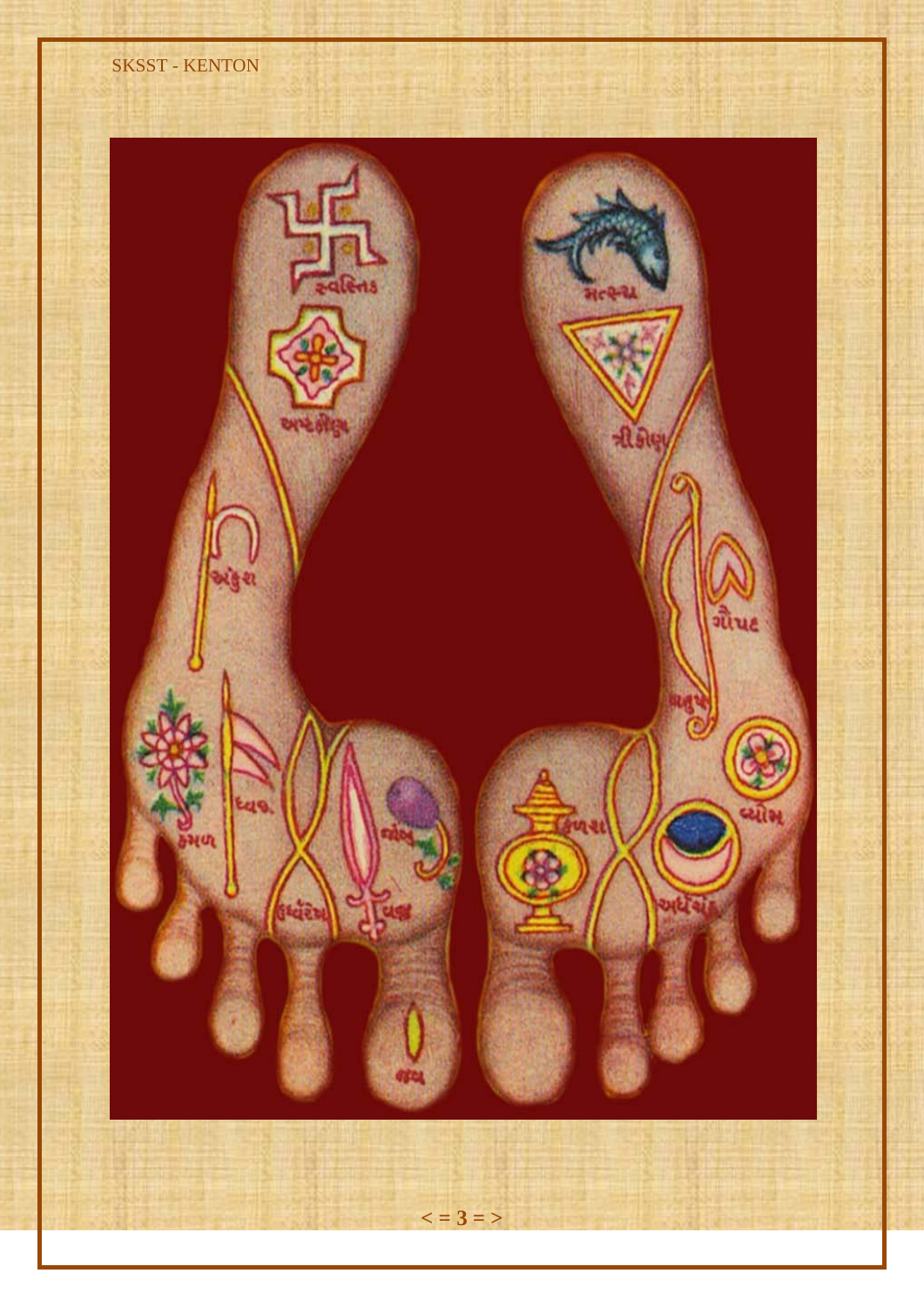સ્વસ્તિક

અષ્ટકોણ

અંકુશ

કમળ

ધ્વજ

ઉર્ધ્વરેખા

વજ્ર

જાંબુ

જવ

મત્સ્ય

ત્રીકોણ

ગૌપદ

ધનુષ

વ્યોમ

કળશ

અર્ધચંદ્ર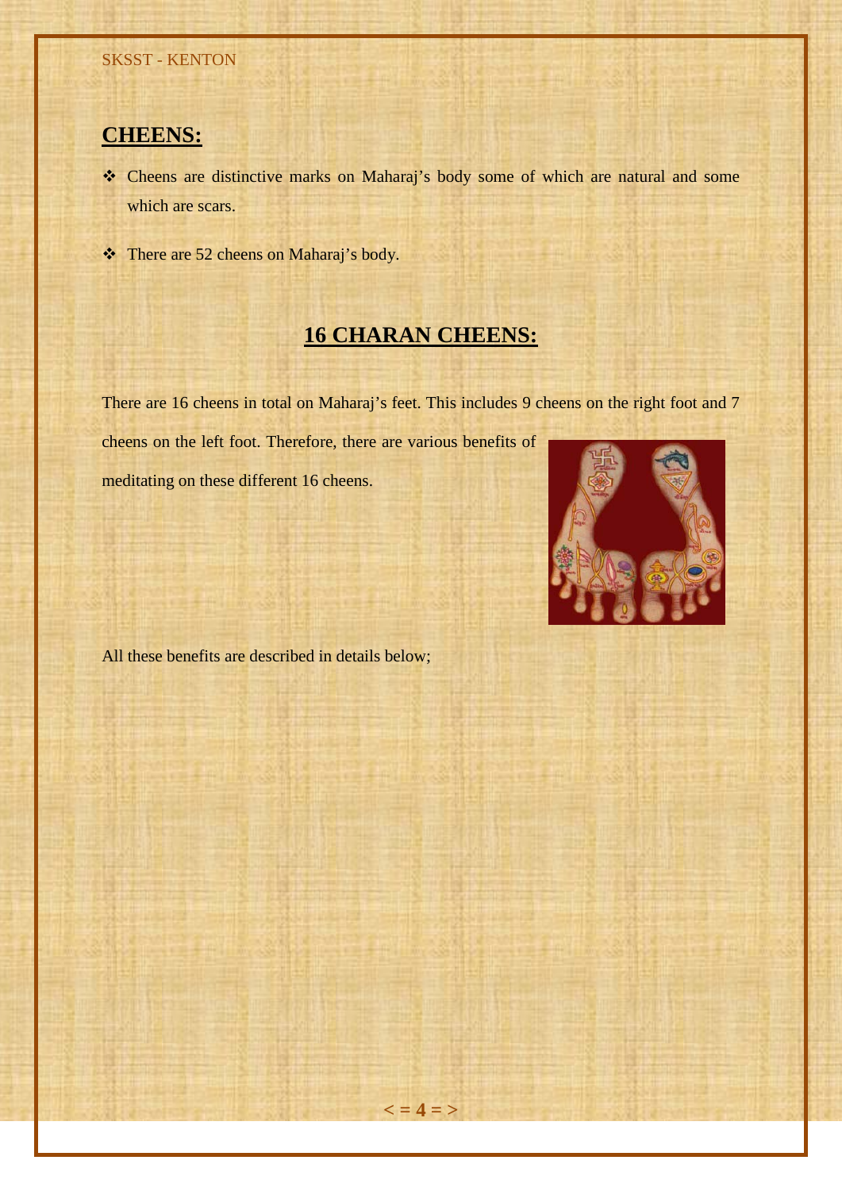## CHEENS:

- Cheens are distinctive marks on Maharaj's body some of which are natural and some which are scars.
- There are 52 cheens on Maharaj's body.

## 16 CHARAN CHEENS:

There are 16 cheens in total on Maharaj's feet. This includes 9 cheens on the right foot and 7 cheens on the left foot. Therefore, there are various benefits of meditating on these different 16 cheens.

All these benefits are described in details below;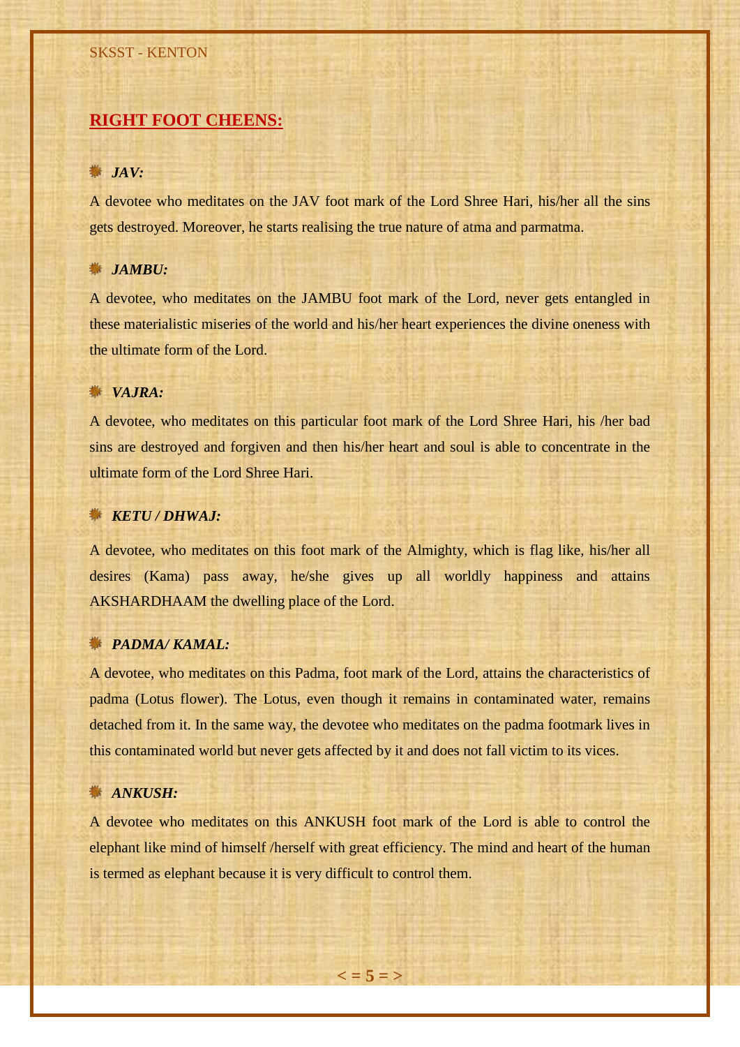## RIGHT FOOT CHEENS:

### *JAV:*

A devotee who meditates on the JAV foot mark of the Lord Shree Hari, his/her all the sins gets destroyed. Moreover, he starts realising the true nature of atma and parmatma.

### *JAMBU:*

A devotee, who meditates on the JAMBU foot mark of the Lord, never gets entangled in these materialistic miseries of the world and his/her heart experiences the divine oneness with the ultimate form of the Lord.

### *VAJRA:*

A devotee, who meditates on this particular foot mark of the Lord Shree Hari, his /her bad sins are destroyed and forgiven and then his/her heart and soul is able to concentrate in the ultimate form of the Lord Shree Hari.

### *KETU / DHWAJ:*

A devotee, who meditates on this foot mark of the Almighty, which is flag like, his/her all desires (Kama) pass away, he/she gives up all worldly happiness and attains AKSHARDHAAM the dwelling place of the Lord.

### *PADMA/ KAMAL:*

A devotee, who meditates on this Padma, foot mark of the Lord, attains the characteristics of padma (Lotus flower). The Lotus, even though it remains in contaminated water, remains detached from it. In the same way, the devotee who meditates on the padma footmark lives in this contaminated world but never gets affected by it and does not fall victim to its vices.

### *ANKUSH:*

A devotee who meditates on this ANKUSH foot mark of the Lord is able to control the elephant like mind of himself /herself with great efficiency. The mind and heart of the human is termed as elephant because it is very difficult to control them.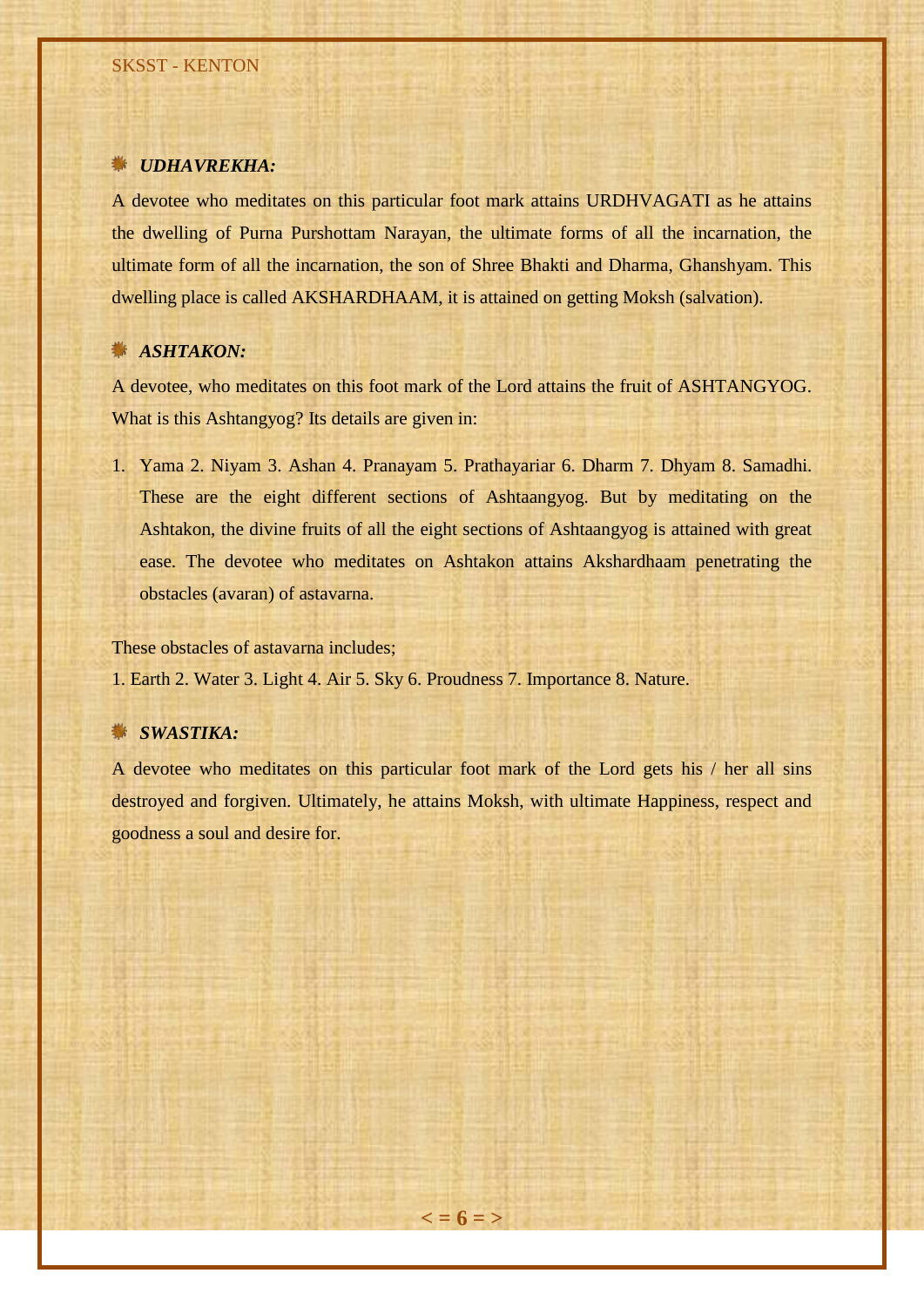### *UDHAVREKHA:*

A devotee who meditates on this particular foot mark attains URDHVAGATI as he attains the dwelling of Purna Purshottam Narayan, the ultimate forms of all the incarnation, the ultimate form of all the incarnation, the son of Shree Bhakti and Dharma, Ghanshyam. This dwelling place is called AKSHARDHAAM, it is attained on getting Moksh (salvation).

### *ASHTAKON:*

A devotee, who meditates on this foot mark of the Lord attains the fruit of ASHTANGYOG. What is this Ashtangyog? Its details are given in:

1. Yama 2. Niyam 3. Ashan 4. Pranayam 5. Prathayariar 6. Dharm 7. Dhyam 8. Samadhi. These are the eight different sections of Ashtaangyog. But by meditating on the Ashtakon, the divine fruits of all the eight sections of Ashtaangyog is attained with great ease. The devotee who meditates on Ashtakon attains Akshardhaam penetrating the obstacles (avaran) of astavarna.

These obstacles of astavarna includes;
1. Earth 2. Water 3. Light 4. Air 5. Sky 6. Proudness 7. Importance 8. Nature.

### *SWASTIKA:*

A devotee who meditates on this particular foot mark of the Lord gets his / her all sins destroyed and forgiven. Ultimately, he attains Moksh, with ultimate Happiness, respect and goodness a soul and desire for.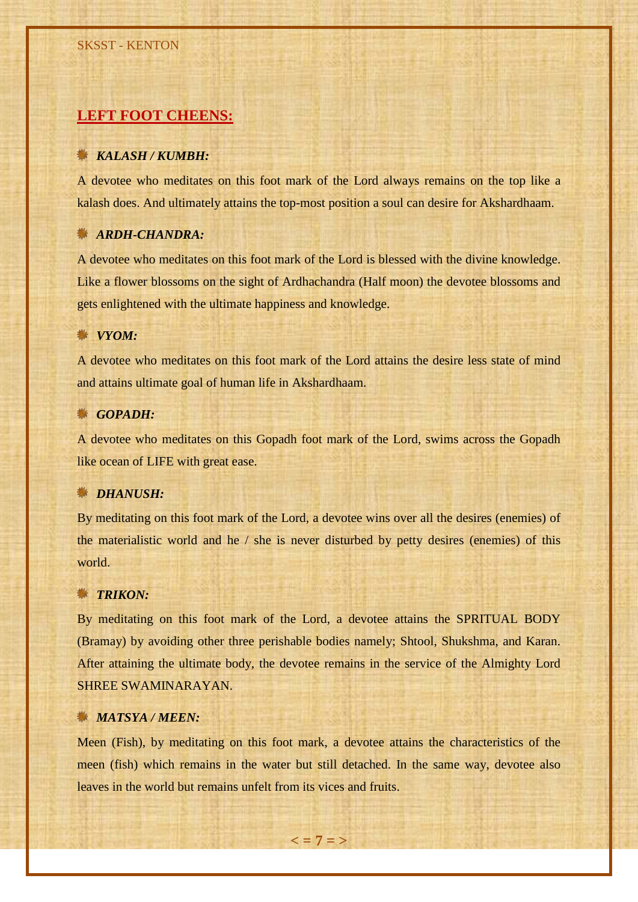## LEFT FOOT CHEENS:

### *KALASH / KUMBH:*

A devotee who meditates on this foot mark of the Lord always remains on the top like a kalash does. And ultimately attains the top-most position a soul can desire for Akshardhaam.

### *ARDH-CHANDRA:*

A devotee who meditates on this foot mark of the Lord is blessed with the divine knowledge. Like a flower blossoms on the sight of Ardhachandra (Half moon) the devotee blossoms and gets enlightened with the ultimate happiness and knowledge.

### *VYOM:*

A devotee who meditates on this foot mark of the Lord attains the desire less state of mind and attains ultimate goal of human life in Akshardhaam.

### *GOPADH:*

A devotee who meditates on this Gopadh foot mark of the Lord, swims across the Gopadh like ocean of LIFE with great ease.

### *DHANUSH:*

By meditating on this foot mark of the Lord, a devotee wins over all the desires (enemies) of the materialistic world and he / she is never disturbed by petty desires (enemies) of this world.

### *TRIKON:*

By meditating on this foot mark of the Lord, a devotee attains the SPRITUAL BODY (Bramay) by avoiding other three perishable bodies namely; Shtool, Shukshma, and Karan. After attaining the ultimate body, the devotee remains in the service of the Almighty Lord SHREE SWAMINARAYAN.

### *MATSYA / MEEN:*

Meen (Fish), by meditating on this foot mark, a devotee attains the characteristics of the meen (fish) which remains in the water but still detached. In the same way, devotee also leaves in the world but remains unfelt from its vices and fruits.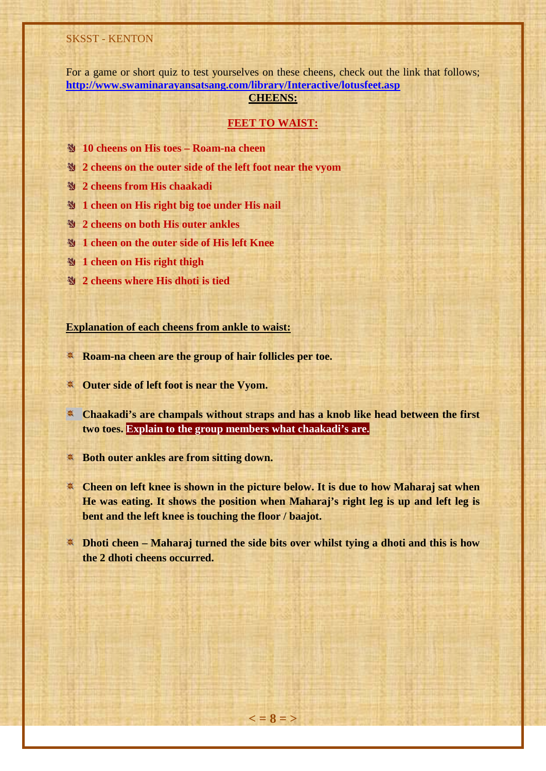For a game or short quiz to test yourselves on these cheens, check out the link that follows; **http://www.swaminarayansatsang.com/library/Interactive/lotusfeet.asp**

## CHEENS:

### FEET TO WAIST:

- **10 cheens on His toes – Roam-na cheen**
- **2 cheens on the outer side of the left foot near the vyom**
- **2 cheens from His chaakadi**
- **1 cheen on His right big toe under His nail**
- **2 cheens on both His outer ankles**
- **1 cheen on the outer side of His left Knee**
- **1 cheen on His right thigh**
- **2 cheens where His dhoti is tied**

**Explanation of each cheens from ankle to waist:**

- **Roam-na cheen are the group of hair follicles per toe.**
- **Outer side of left foot is near the Vyom.**
- **Chaakadi's are champals without straps and has a knob like head between the first two toes. Explain to the group members what chaakadi's are.**
- **Both outer ankles are from sitting down.**
- **Cheen on left knee is shown in the picture below. It is due to how Maharaj sat when He was eating. It shows the position when Maharaj's right leg is up and left leg is bent and the left knee is touching the floor / baajot.**
- **Dhoti cheen – Maharaj turned the side bits over whilst tying a dhoti and this is how the 2 dhoti cheens occurred.**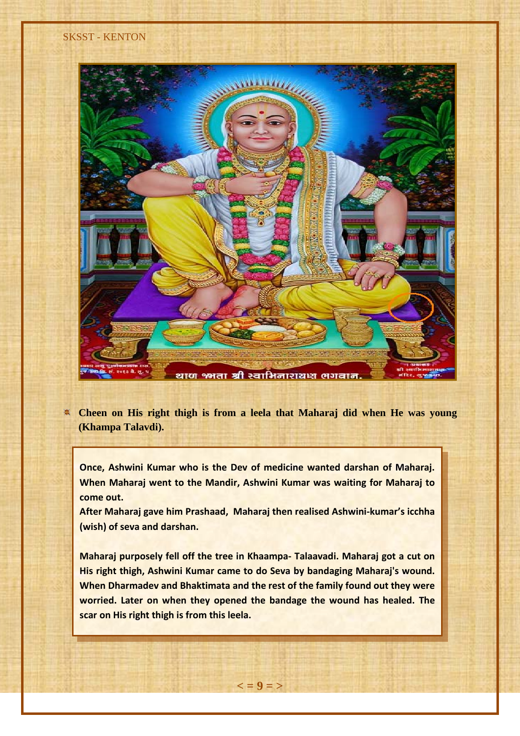- **Cheen on His right thigh is from a leela that Maharaj did when He was young (Khampa Talavdi).**

**Once, Ashwini Kumar who is the Dev of medicine wanted darshan of Maharaj. When Maharaj went to the Mandir, Ashwini Kumar was waiting for Maharaj to come out.**
**After Maharaj gave him Prashaad, Maharaj then realised Ashwini-kumar's icchha (wish) of seva and darshan.**

**Maharaj purposely fell off the tree in Khaampa- Talaavadi. Maharaj got a cut on His right thigh, Ashwini Kumar came to do Seva by bandaging Maharaj's wound. When Dharmadev and Bhaktimata and the rest of the family found out they were worried. Later on when they opened the bandage the wound has healed. The scar on His right thigh is from this leela.**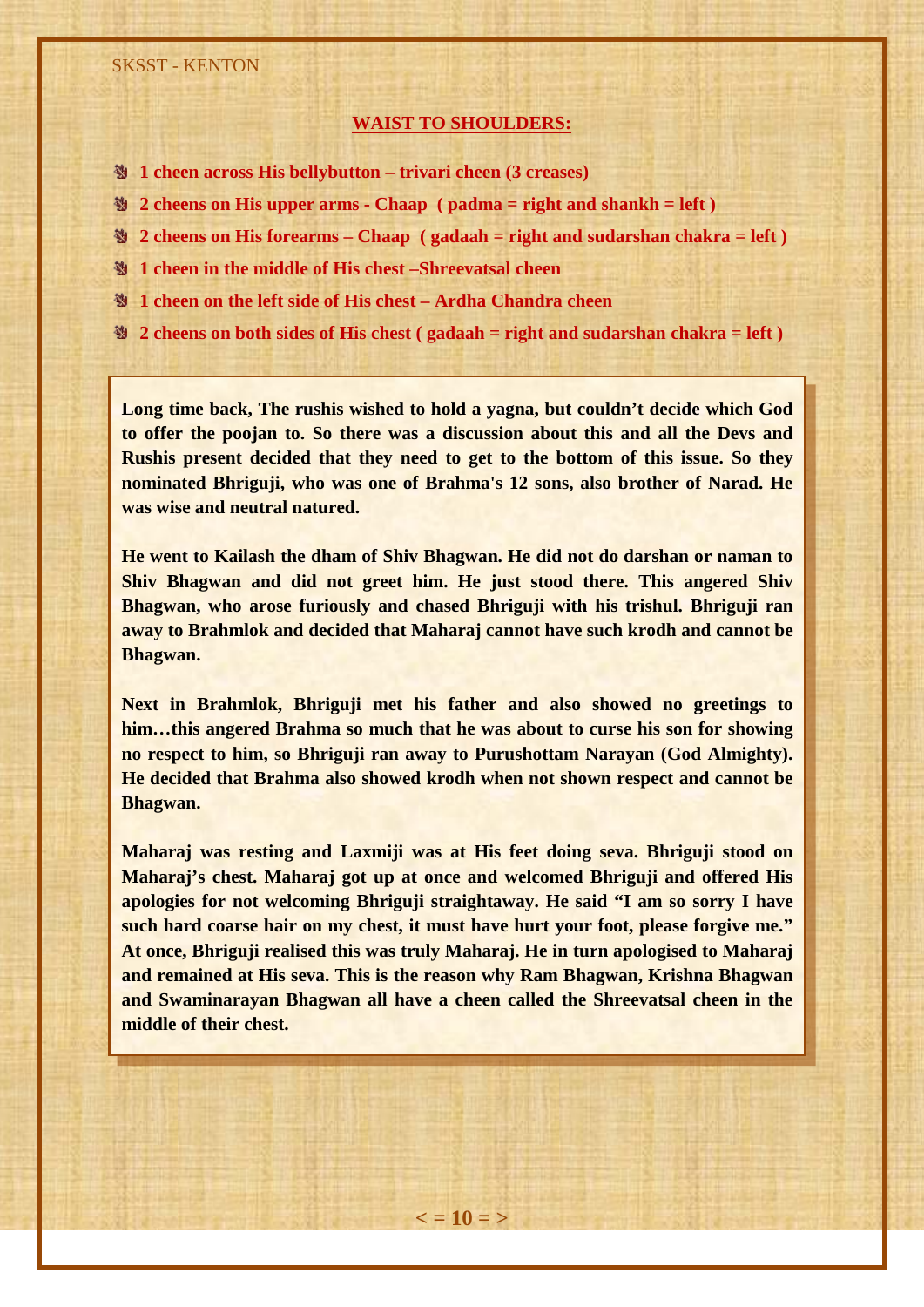## WAIST TO SHOULDERS:

- **1 cheen across His bellybutton – trivari cheen (3 creases)**
- **2 cheens on His upper arms - Chaap ( padma = right and shankh = left )**
- **2 cheens on His forearms – Chaap ( gadaah = right and sudarshan chakra = left )**
- **1 cheen in the middle of His chest –Shreevatsal cheen**
- **1 cheen on the left side of His chest – Ardha Chandra cheen**
- **2 cheens on both sides of His chest ( gadaah = right and sudarshan chakra = left )**

**Long time back, The rushis wished to hold a yagna, but couldn't decide which God to offer the poojan to. So there was a discussion about this and all the Devs and Rushis present decided that they need to get to the bottom of this issue. So they nominated Bhriguji, who was one of Brahma's 12 sons, also brother of Narad. He was wise and neutral natured.**

**He went to Kailash the dham of Shiv Bhagwan. He did not do darshan or naman to Shiv Bhagwan and did not greet him. He just stood there. This angered Shiv Bhagwan, who arose furiously and chased Bhriguji with his trishul. Bhriguji ran away to Brahmlok and decided that Maharaj cannot have such krodh and cannot be Bhagwan.**

**Next in Brahmlok, Bhriguji met his father and also showed no greetings to him…this angered Brahma so much that he was about to curse his son for showing no respect to him, so Bhriguji ran away to Purushottam Narayan (God Almighty). He decided that Brahma also showed krodh when not shown respect and cannot be Bhagwan.**

**Maharaj was resting and Laxmiji was at His feet doing seva. Bhriguji stood on Maharaj's chest. Maharaj got up at once and welcomed Bhriguji and offered His apologies for not welcoming Bhriguji straightaway. He said "I am so sorry I have such hard coarse hair on my chest, it must have hurt your foot, please forgive me." At once, Bhriguji realised this was truly Maharaj. He in turn apologised to Maharaj and remained at His seva. This is the reason why Ram Bhagwan, Krishna Bhagwan and Swaminarayan Bhagwan all have a cheen called the Shreevatsal cheen in the middle of their chest.**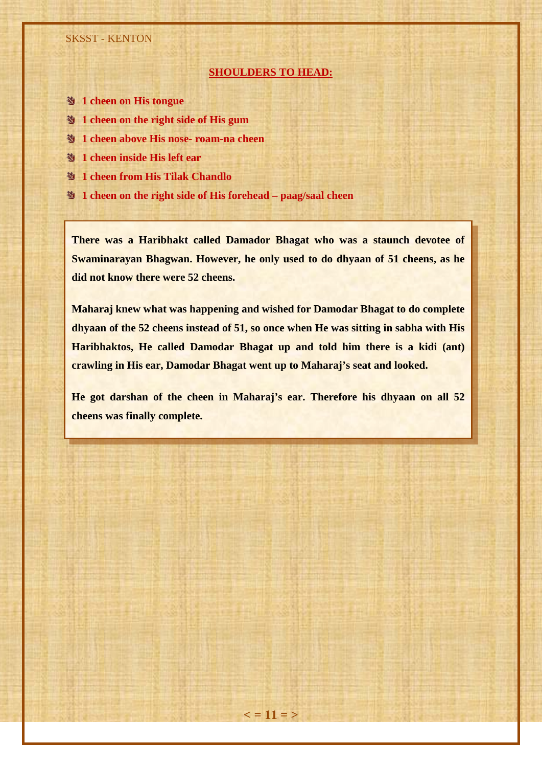## SHOULDERS TO HEAD:

- **1 cheen on His tongue**
- **1 cheen on the right side of His gum**
- **1 cheen above His nose- roam-na cheen**
- **1 cheen inside His left ear**
- **1 cheen from His Tilak Chandlo**
- **1 cheen on the right side of His forehead – paag/saal cheen**

**There was a Haribhakt called Damador Bhagat who was a staunch devotee of Swaminarayan Bhagwan. However, he only used to do dhyaan of 51 cheens, as he did not know there were 52 cheens.**

**Maharaj knew what was happening and wished for Damodar Bhagat to do complete dhyaan of the 52 cheens instead of 51, so once when He was sitting in sabha with His Haribhaktos, He called Damodar Bhagat up and told him there is a kidi (ant) crawling in His ear, Damodar Bhagat went up to Maharaj's seat and looked.**

**He got darshan of the cheen in Maharaj's ear. Therefore his dhyaan on all 52 cheens was finally complete.**